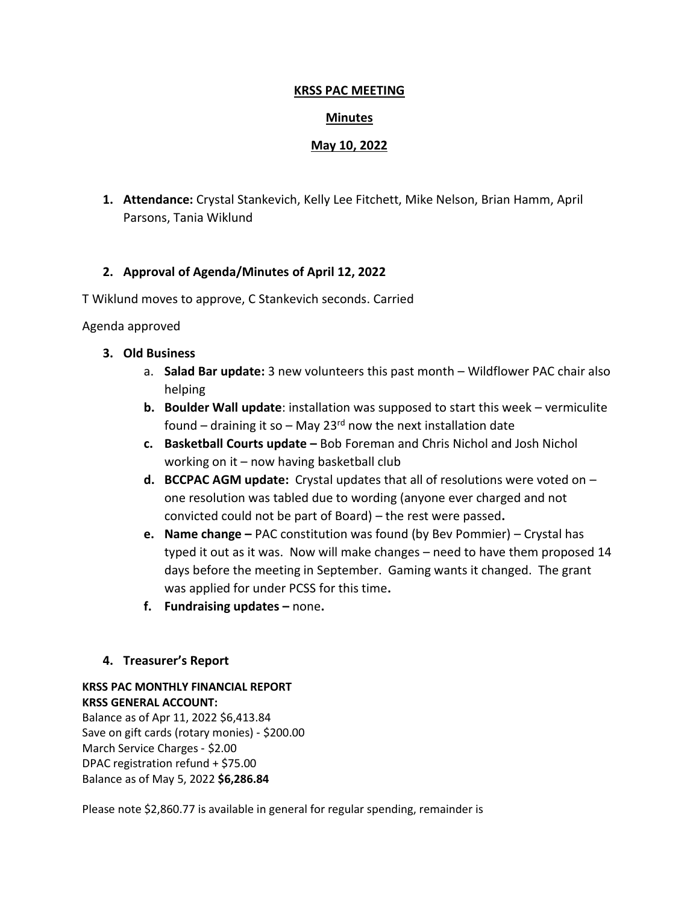**KRSS PAC MEETING**

**Minutes**

**May 10, 2022**

1. **Attendance:** Crystal Stankevich, Kelly Lee Fitchett, Mike Nelson, Brian Hamm, April Parsons, Tania Wiklund

2. **Approval of Agenda/Minutes of April 12, 2022**

T Wiklund moves to approve, C Stankevich seconds. Carried

Agenda approved

3. **Old Business**
   a. **Salad Bar update:** 3 new volunteers this past month – Wildflower PAC chair also helping
   b. **Boulder Wall update**: installation was supposed to start this week – vermiculite found – draining it so – May 23rd now the next installation date
   c. **Basketball Courts update –** Bob Foreman and Chris Nichol and Josh Nichol working on it – now having basketball club
   d. **BCCPAC AGM update:** Crystal updates that all of resolutions were voted on – one resolution was tabled due to wording (anyone ever charged and not convicted could not be part of Board) – the rest were passed**.**
   e. **Name change –** PAC constitution was found (by Bev Pommier) – Crystal has typed it out as it was. Now will make changes – need to have them proposed 14 days before the meeting in September. Gaming wants it changed. The grant was applied for under PCSS for this time**.**
   f. **Fundraising updates –** none**.**

4. **Treasurer's Report**

**KRSS PAC MONTHLY FINANCIAL REPORT**
**KRSS GENERAL ACCOUNT:**
Balance as of Apr 11, 2022 $6,413.84
Save on gift cards (rotary monies) - $200.00
March Service Charges - $2.00
DPAC registration refund + $75.00
Balance as of May 5, 2022 **$6,286.84**

Please note $2,860.77 is available in general for regular spending, remainder is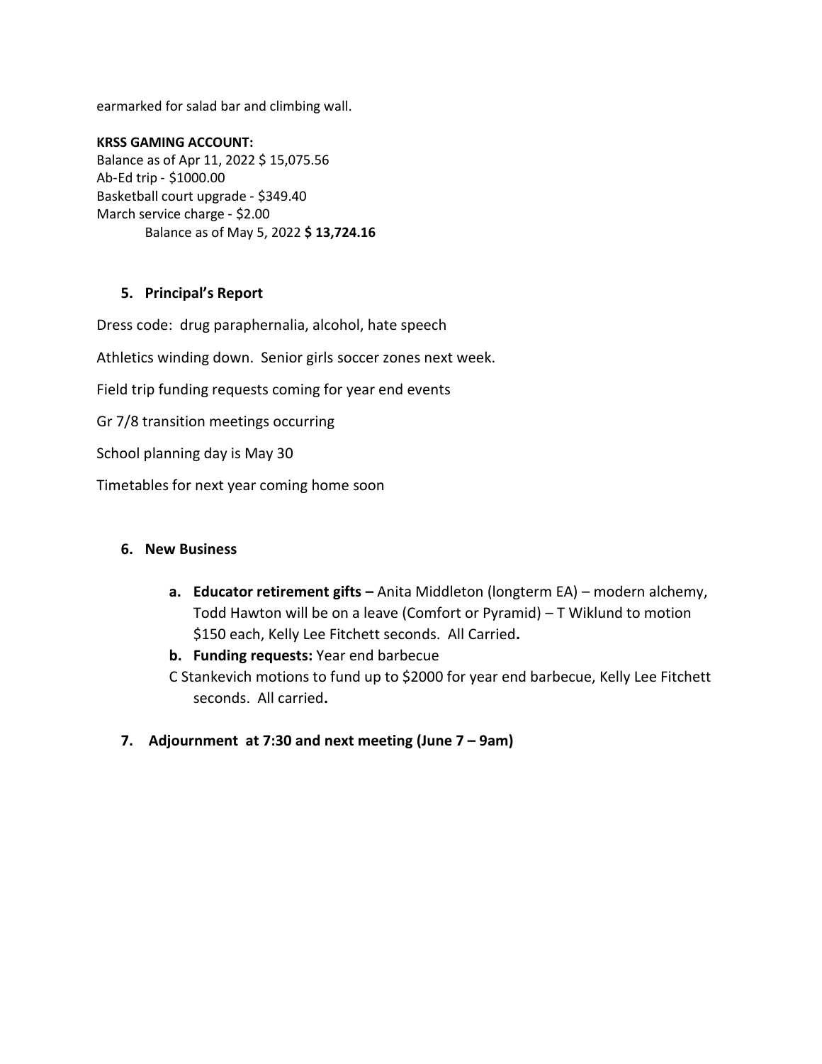earmarked for salad bar and climbing wall.

**KRSS GAMING ACCOUNT:**
Balance as of Apr 11, 2022 $ 15,075.56
Ab-Ed trip - $1000.00
Basketball court upgrade - $349.40
March service charge - $2.00
Balance as of May 5, 2022 **$ 13,724.16**

### 5. Principal's Report

Dress code: drug paraphernalia, alcohol, hate speech

Athletics winding down. Senior girls soccer zones next week.

Field trip funding requests coming for year end events

Gr 7/8 transition meetings occurring

School planning day is May 30

Timetables for next year coming home soon

### 6. New Business

a. **Educator retirement gifts –** Anita Middleton (longterm EA) – modern alchemy, Todd Hawton will be on a leave (Comfort or Pyramid) – T Wiklund to motion $150 each, Kelly Lee Fitchett seconds. All Carried.

b. **Funding requests:** Year end barbecue

C Stankevich motions to fund up to $2000 for year end barbecue, Kelly Lee Fitchett seconds. All carried.

### 7. Adjournment at 7:30 and next meeting (June 7 – 9am)